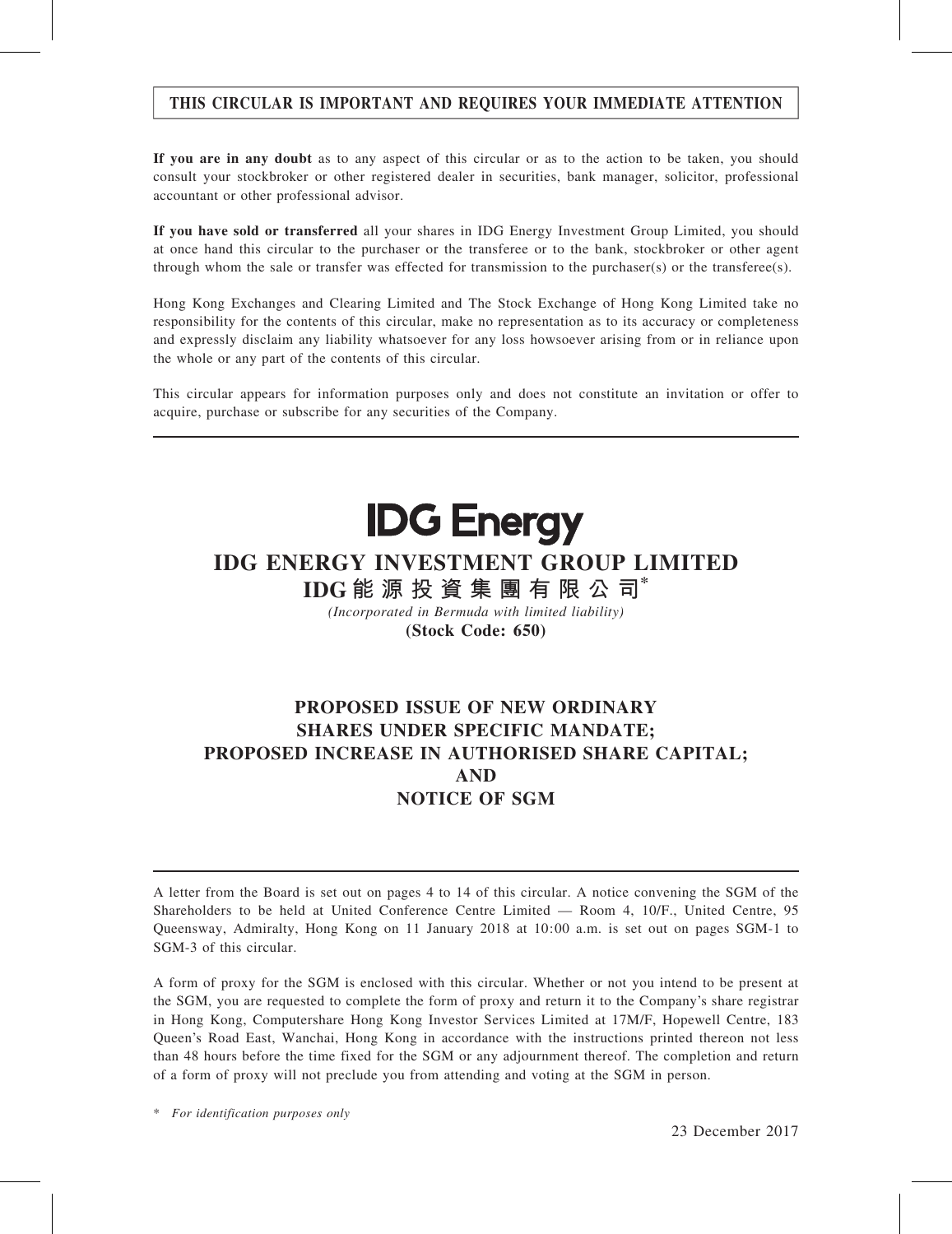**THIS CIRCULAR IS IMPORTANT AND REQUIRES YOUR IMMEDIATE ATTENTION**

**If you are in any doubt** as to any aspect of this circular or as to the action to be taken, you should consult your stockbroker or other registered dealer in securities, bank manager, solicitor, professional accountant or other professional advisor.

**If you have sold or transferred** all your shares in IDG Energy Investment Group Limited, you should at once hand this circular to the purchaser or the transferee or to the bank, stockbroker or other agent through whom the sale or transfer was effected for transmission to the purchaser(s) or the transferee(s).

Hong Kong Exchanges and Clearing Limited and The Stock Exchange of Hong Kong Limited take no responsibility for the contents of this circular, make no representation as to its accuracy or completeness and expressly disclaim any liability whatsoever for any loss howsoever arising from or in reliance upon the whole or any part of the contents of this circular.

This circular appears for information purposes only and does not constitute an invitation or offer to acquire, purchase or subscribe for any securities of the Company.

**IDG Energy**

# IDG ENERGY INVESTMENT GROUP LIMITED

# IDG 能源投資集團有限公司*

*(Incorporated in Bermuda with limited liability)*

**(Stock Code: 650)**

## PROPOSED ISSUE OF NEW ORDINARY SHARES UNDER SPECIFIC MANDATE; PROPOSED INCREASE IN AUTHORISED SHARE CAPITAL; AND NOTICE OF SGM

A letter from the Board is set out on pages 4 to 14 of this circular. A notice convening the SGM of the Shareholders to be held at United Conference Centre Limited — Room 4, 10/F., United Centre, 95 Queensway, Admiralty, Hong Kong on 11 January 2018 at 10:00 a.m. is set out on pages SGM-1 to SGM-3 of this circular.

A form of proxy for the SGM is enclosed with this circular. Whether or not you intend to be present at the SGM, you are requested to complete the form of proxy and return it to the Company's share registrar in Hong Kong, Computershare Hong Kong Investor Services Limited at 17M/F, Hopewell Centre, 183 Queen's Road East, Wanchai, Hong Kong in accordance with the instructions printed thereon not less than 48 hours before the time fixed for the SGM or any adjournment thereof. The completion and return of a form of proxy will not preclude you from attending and voting at the SGM in person.

\* *For identification purposes only*

23 December 2017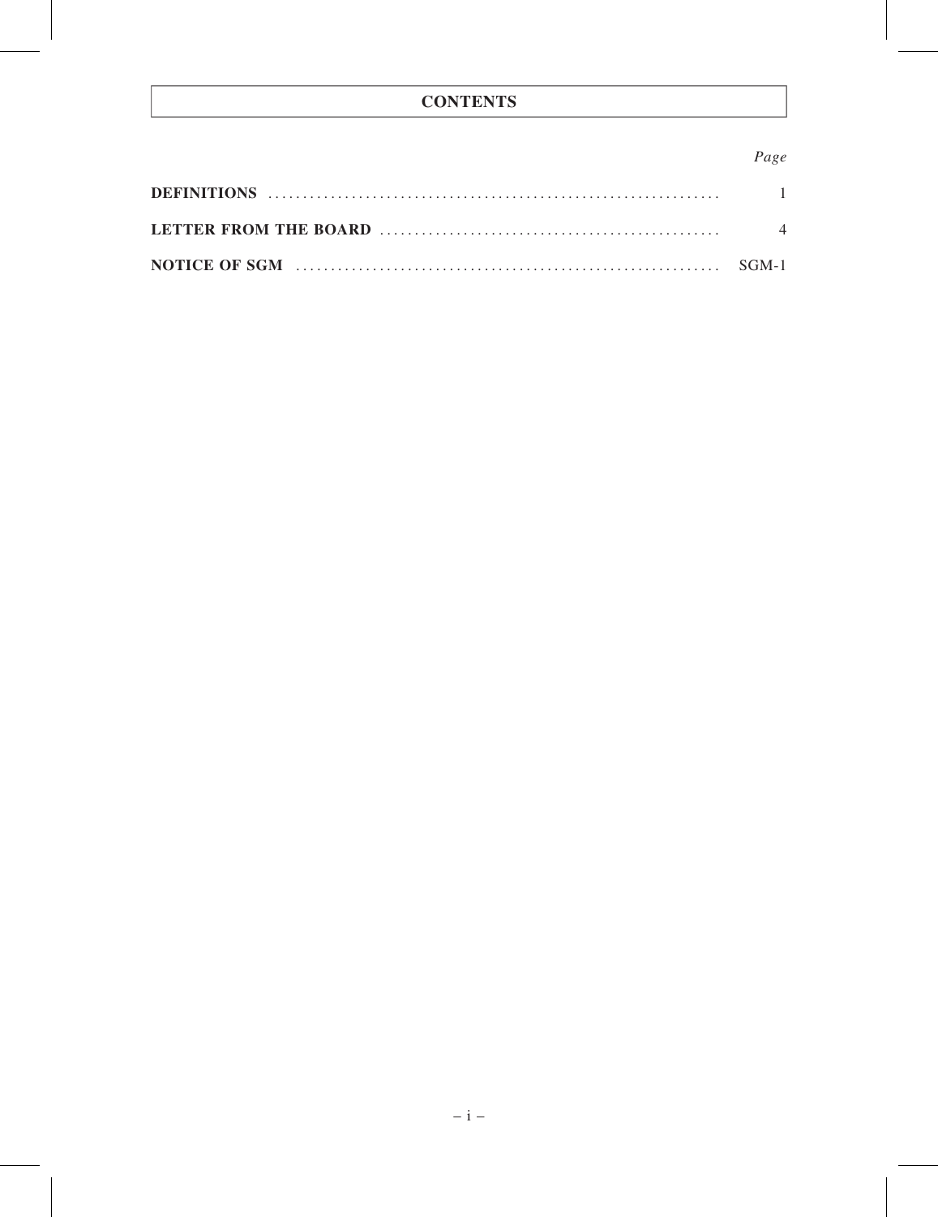# CONTENTS

| | *Page* |
|---|---|
| **DEFINITIONS** | 1 |
| **LETTER FROM THE BOARD** | 4 |
| **NOTICE OF SGM** | SGM-1 |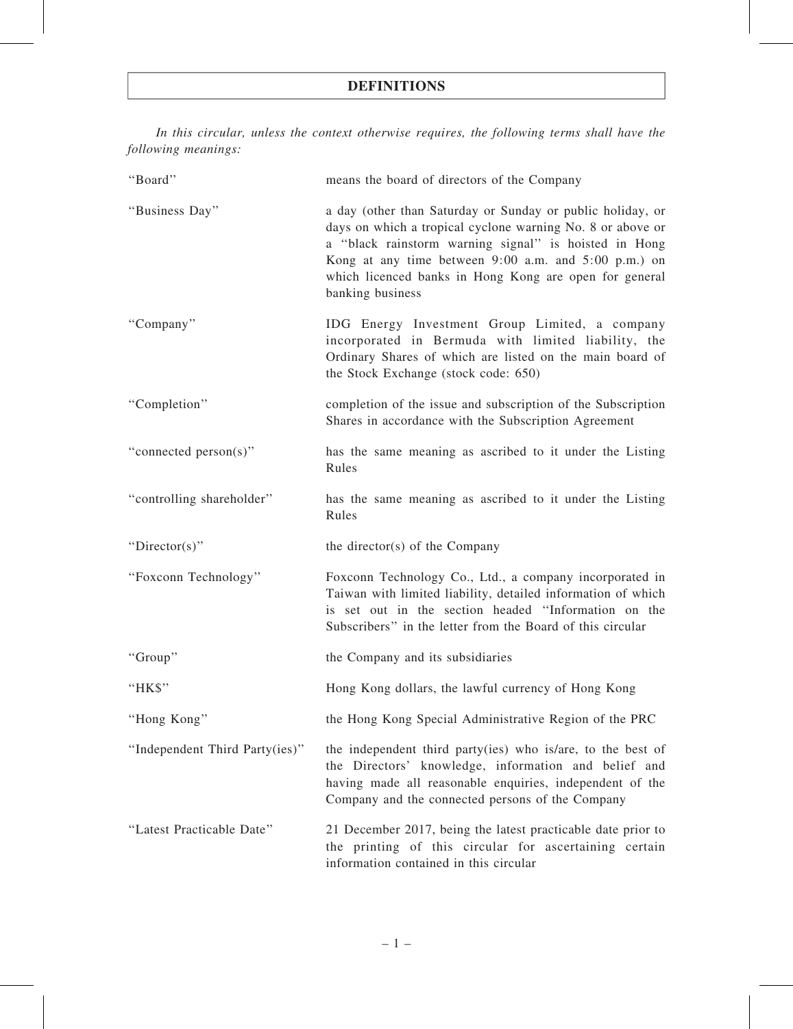# DEFINITIONS

*In this circular, unless the context otherwise requires, the following terms shall have the following meanings:*

| | |
|---|---|
| "Board" | means the board of directors of the Company |
| "Business Day" | a day (other than Saturday or Sunday or public holiday, or days on which a tropical cyclone warning No. 8 or above or a "black rainstorm warning signal" is hoisted in Hong Kong at any time between 9:00 a.m. and 5:00 p.m.) on which licenced banks in Hong Kong are open for general banking business |
| "Company" | IDG Energy Investment Group Limited, a company incorporated in Bermuda with limited liability, the Ordinary Shares of which are listed on the main board of the Stock Exchange (stock code: 650) |
| "Completion" | completion of the issue and subscription of the Subscription Shares in accordance with the Subscription Agreement |
| "connected person(s)" | has the same meaning as ascribed to it under the Listing Rules |
| "controlling shareholder" | has the same meaning as ascribed to it under the Listing Rules |
| "Director(s)" | the director(s) of the Company |
| "Foxconn Technology" | Foxconn Technology Co., Ltd., a company incorporated in Taiwan with limited liability, detailed information of which is set out in the section headed "Information on the Subscribers" in the letter from the Board of this circular |
| "Group" | the Company and its subsidiaries |
| "HK$" | Hong Kong dollars, the lawful currency of Hong Kong |
| "Hong Kong" | the Hong Kong Special Administrative Region of the PRC |
| "Independent Third Party(ies)" | the independent third party(ies) who is/are, to the best of the Directors' knowledge, information and belief and having made all reasonable enquiries, independent of the Company and the connected persons of the Company |
| "Latest Practicable Date" | 21 December 2017, being the latest practicable date prior to the printing of this circular for ascertaining certain information contained in this circular |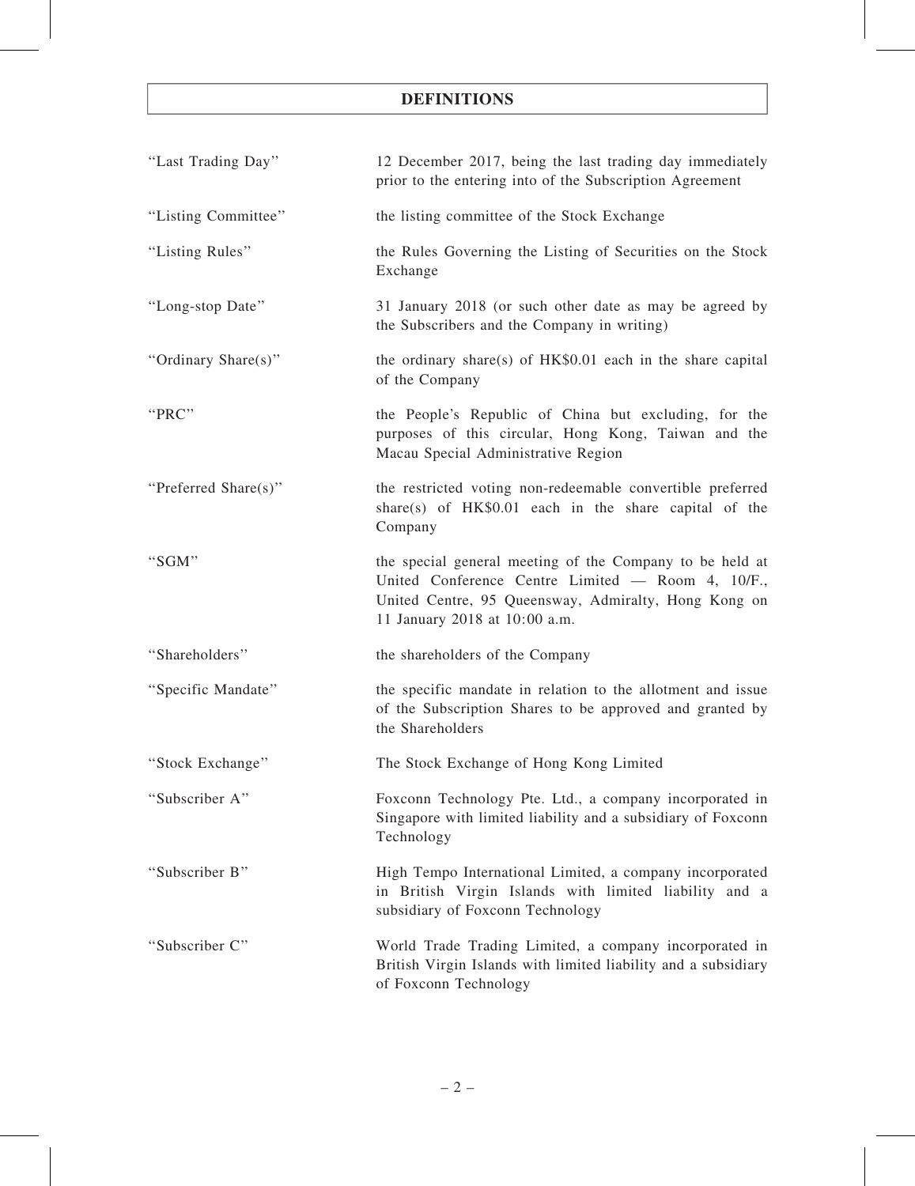# DEFINITIONS

| | |
|---|---|
| "Last Trading Day" | 12 December 2017, being the last trading day immediately prior to the entering into of the Subscription Agreement |
| "Listing Committee" | the listing committee of the Stock Exchange |
| "Listing Rules" | the Rules Governing the Listing of Securities on the Stock Exchange |
| "Long-stop Date" | 31 January 2018 (or such other date as may be agreed by the Subscribers and the Company in writing) |
| "Ordinary Share(s)" | the ordinary share(s) of HK$0.01 each in the share capital of the Company |
| "PRC" | the People's Republic of China but excluding, for the purposes of this circular, Hong Kong, Taiwan and the Macau Special Administrative Region |
| "Preferred Share(s)" | the restricted voting non-redeemable convertible preferred share(s) of HK$0.01 each in the share capital of the Company |
| "SGM" | the special general meeting of the Company to be held at United Conference Centre Limited — Room 4, 10/F., United Centre, 95 Queensway, Admiralty, Hong Kong on 11 January 2018 at 10:00 a.m. |
| "Shareholders" | the shareholders of the Company |
| "Specific Mandate" | the specific mandate in relation to the allotment and issue of the Subscription Shares to be approved and granted by the Shareholders |
| "Stock Exchange" | The Stock Exchange of Hong Kong Limited |
| "Subscriber A" | Foxconn Technology Pte. Ltd., a company incorporated in Singapore with limited liability and a subsidiary of Foxconn Technology |
| "Subscriber B" | High Tempo International Limited, a company incorporated in British Virgin Islands with limited liability and a subsidiary of Foxconn Technology |
| "Subscriber C" | World Trade Trading Limited, a company incorporated in British Virgin Islands with limited liability and a subsidiary of Foxconn Technology |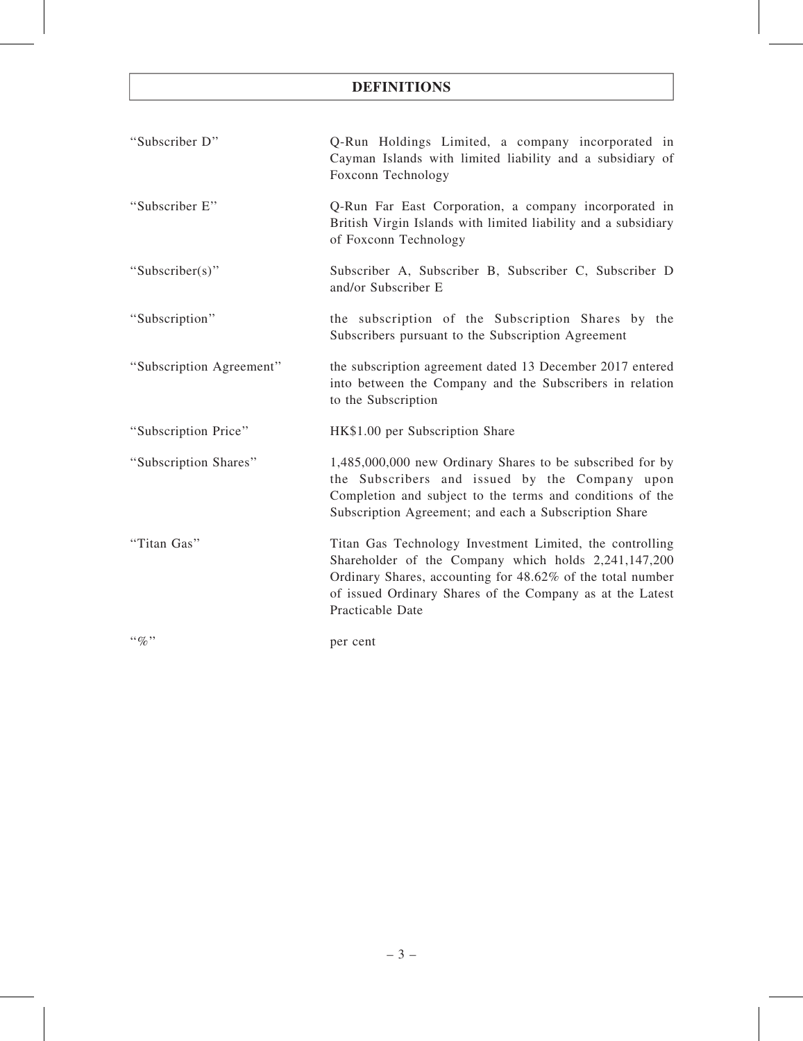# DEFINITIONS

| | |
|---|---|
| "Subscriber D" | Q-Run Holdings Limited, a company incorporated in Cayman Islands with limited liability and a subsidiary of Foxconn Technology |
| "Subscriber E" | Q-Run Far East Corporation, a company incorporated in British Virgin Islands with limited liability and a subsidiary of Foxconn Technology |
| "Subscriber(s)" | Subscriber A, Subscriber B, Subscriber C, Subscriber D and/or Subscriber E |
| "Subscription" | the subscription of the Subscription Shares by the Subscribers pursuant to the Subscription Agreement |
| "Subscription Agreement" | the subscription agreement dated 13 December 2017 entered into between the Company and the Subscribers in relation to the Subscription |
| "Subscription Price" | HK$1.00 per Subscription Share |
| "Subscription Shares" | 1,485,000,000 new Ordinary Shares to be subscribed for by the Subscribers and issued by the Company upon Completion and subject to the terms and conditions of the Subscription Agreement; and each a Subscription Share |
| "Titan Gas" | Titan Gas Technology Investment Limited, the controlling Shareholder of the Company which holds 2,241,147,200 Ordinary Shares, accounting for 48.62% of the total number of issued Ordinary Shares of the Company as at the Latest Practicable Date |
| "%" | per cent |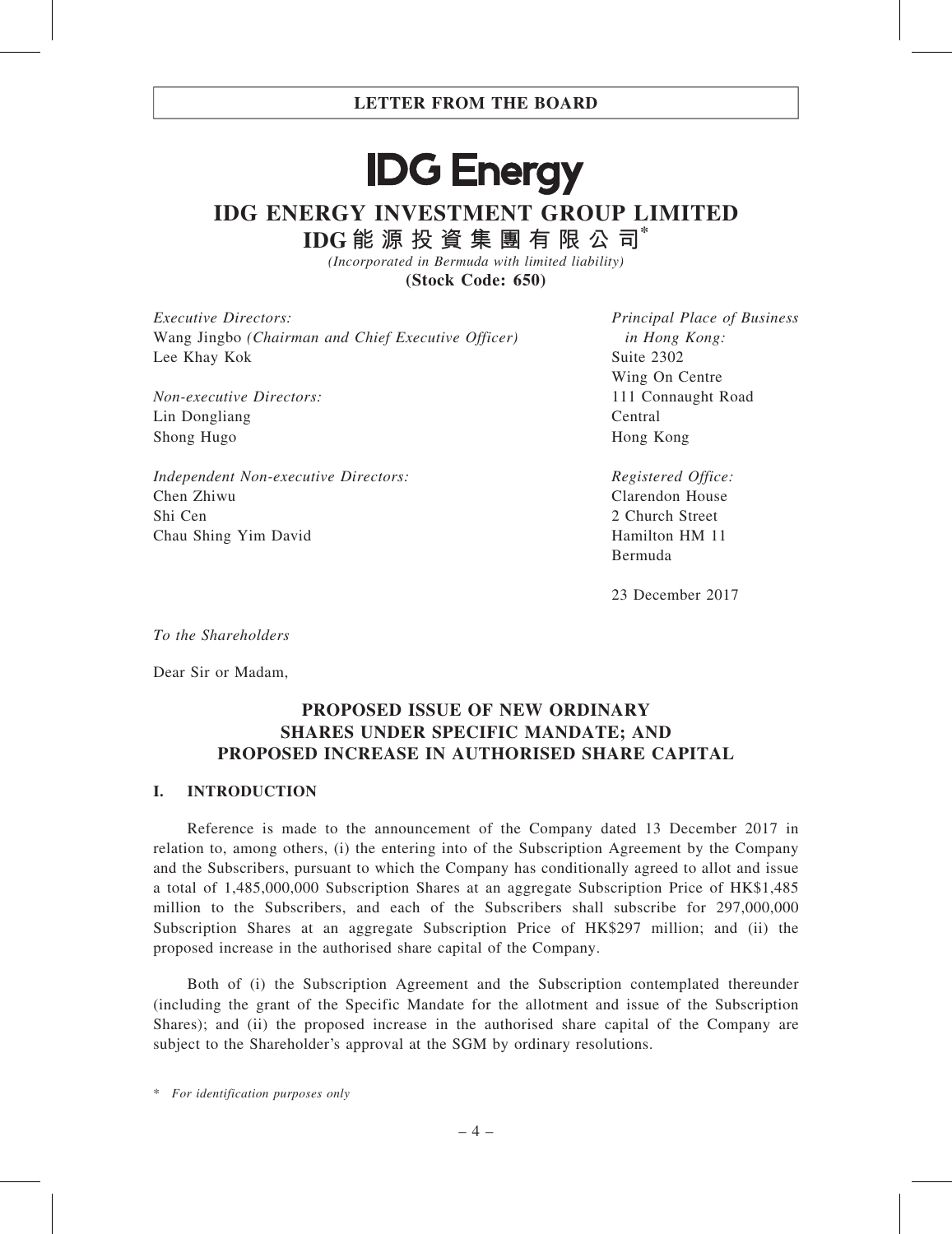LETTER FROM THE BOARD

# IDG Energy

## IDG ENERGY INVESTMENT GROUP LIMITED

## IDG能源投資集團有限公司*

*(Incorporated in Bermuda with limited liability)*

**(Stock Code: 650)**

*Executive Directors:*
Wang Jingbo *(Chairman and Chief Executive Officer)*
Lee Khay Kok

*Non-executive Directors:*
Lin Dongliang
Shong Hugo

*Independent Non-executive Directors:*
Chen Zhiwu
Shi Cen
Chau Shing Yim David

*Principal Place of Business in Hong Kong:*
Suite 2302
Wing On Centre
111 Connaught Road
Central
Hong Kong

*Registered Office:*
Clarendon House
2 Church Street
Hamilton HM 11
Bermuda

23 December 2017

*To the Shareholders*

Dear Sir or Madam,

## PROPOSED ISSUE OF NEW ORDINARY SHARES UNDER SPECIFIC MANDATE; AND PROPOSED INCREASE IN AUTHORISED SHARE CAPITAL

### I. INTRODUCTION

Reference is made to the announcement of the Company dated 13 December 2017 in relation to, among others, (i) the entering into of the Subscription Agreement by the Company and the Subscribers, pursuant to which the Company has conditionally agreed to allot and issue a total of 1,485,000,000 Subscription Shares at an aggregate Subscription Price of HK$1,485 million to the Subscribers, and each of the Subscribers shall subscribe for 297,000,000 Subscription Shares at an aggregate Subscription Price of HK$297 million; and (ii) the proposed increase in the authorised share capital of the Company.

Both of (i) the Subscription Agreement and the Subscription contemplated thereunder (including the grant of the Specific Mandate for the allotment and issue of the Subscription Shares); and (ii) the proposed increase in the authorised share capital of the Company are subject to the Shareholder's approval at the SGM by ordinary resolutions.

\* *For identification purposes only*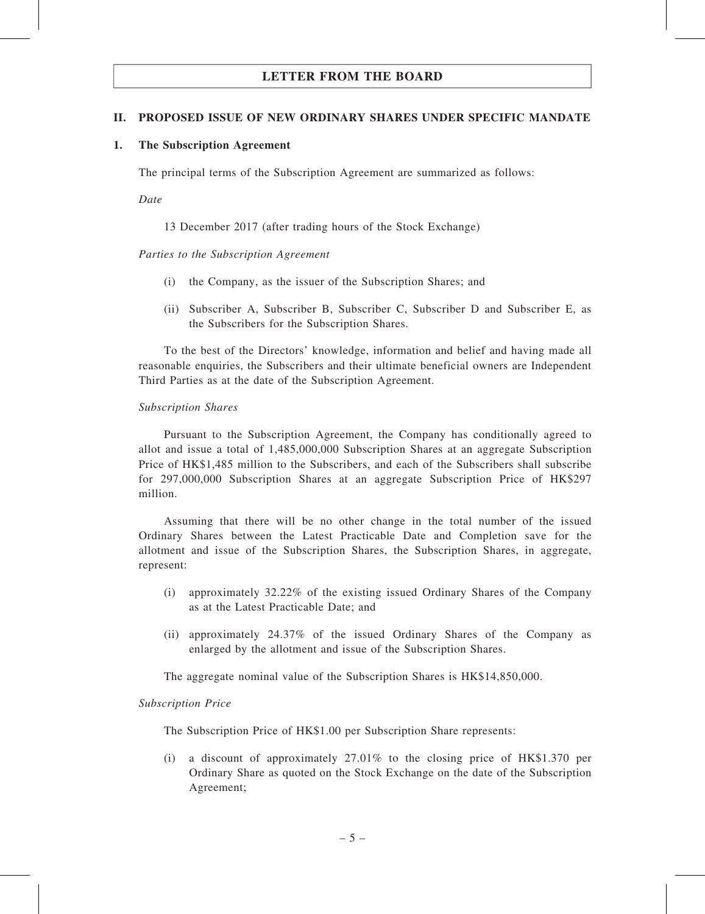# LETTER FROM THE BOARD

## II. PROPOSED ISSUE OF NEW ORDINARY SHARES UNDER SPECIFIC MANDATE

### 1. The Subscription Agreement

The principal terms of the Subscription Agreement are summarized as follows:

*Date*

13 December 2017 (after trading hours of the Stock Exchange)

*Parties to the Subscription Agreement*

(i) the Company, as the issuer of the Subscription Shares; and

(ii) Subscriber A, Subscriber B, Subscriber C, Subscriber D and Subscriber E, as the Subscribers for the Subscription Shares.

To the best of the Directors' knowledge, information and belief and having made all reasonable enquiries, the Subscribers and their ultimate beneficial owners are Independent Third Parties as at the date of the Subscription Agreement.

*Subscription Shares*

Pursuant to the Subscription Agreement, the Company has conditionally agreed to allot and issue a total of 1,485,000,000 Subscription Shares at an aggregate Subscription Price of HK$1,485 million to the Subscribers, and each of the Subscribers shall subscribe for 297,000,000 Subscription Shares at an aggregate Subscription Price of HK$297 million.

Assuming that there will be no other change in the total number of the issued Ordinary Shares between the Latest Practicable Date and Completion save for the allotment and issue of the Subscription Shares, the Subscription Shares, in aggregate, represent:

(i) approximately 32.22% of the existing issued Ordinary Shares of the Company as at the Latest Practicable Date; and

(ii) approximately 24.37% of the issued Ordinary Shares of the Company as enlarged by the allotment and issue of the Subscription Shares.

The aggregate nominal value of the Subscription Shares is HK$14,850,000.

*Subscription Price*

The Subscription Price of HK$1.00 per Subscription Share represents:

(i) a discount of approximately 27.01% to the closing price of HK$1.370 per Ordinary Share as quoted on the Stock Exchange on the date of the Subscription Agreement;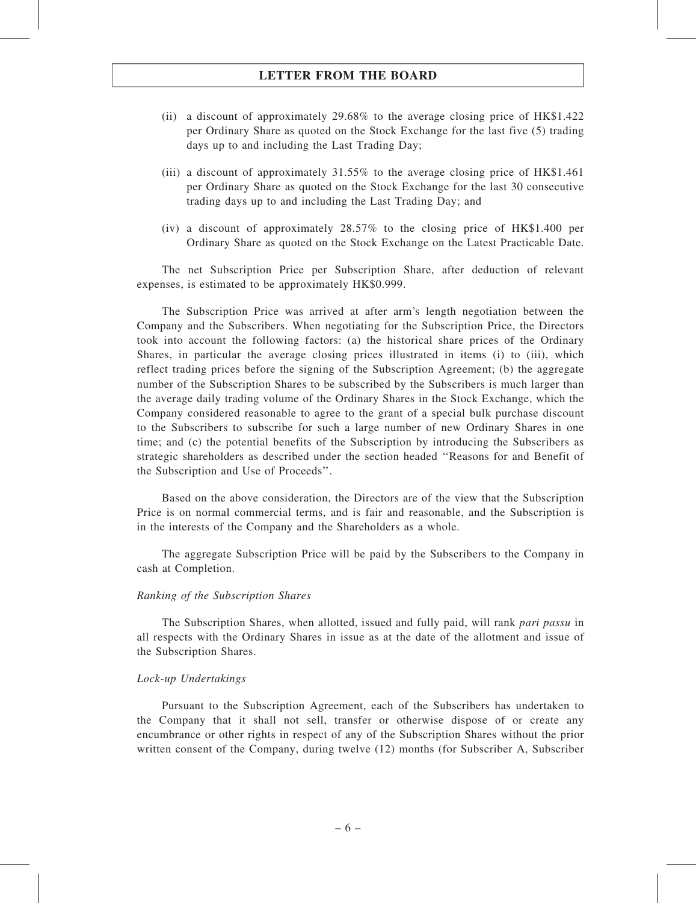(ii) a discount of approximately 29.68% to the average closing price of HK$1.422 per Ordinary Share as quoted on the Stock Exchange for the last five (5) trading days up to and including the Last Trading Day;

(iii) a discount of approximately 31.55% to the average closing price of HK$1.461 per Ordinary Share as quoted on the Stock Exchange for the last 30 consecutive trading days up to and including the Last Trading Day; and

(iv) a discount of approximately 28.57% to the closing price of HK$1.400 per Ordinary Share as quoted on the Stock Exchange on the Latest Practicable Date.

The net Subscription Price per Subscription Share, after deduction of relevant expenses, is estimated to be approximately HK$0.999.

The Subscription Price was arrived at after arm's length negotiation between the Company and the Subscribers. When negotiating for the Subscription Price, the Directors took into account the following factors: (a) the historical share prices of the Ordinary Shares, in particular the average closing prices illustrated in items (i) to (iii), which reflect trading prices before the signing of the Subscription Agreement; (b) the aggregate number of the Subscription Shares to be subscribed by the Subscribers is much larger than the average daily trading volume of the Ordinary Shares in the Stock Exchange, which the Company considered reasonable to agree to the grant of a special bulk purchase discount to the Subscribers to subscribe for such a large number of new Ordinary Shares in one time; and (c) the potential benefits of the Subscription by introducing the Subscribers as strategic shareholders as described under the section headed ''Reasons for and Benefit of the Subscription and Use of Proceeds''.

Based on the above consideration, the Directors are of the view that the Subscription Price is on normal commercial terms, and is fair and reasonable, and the Subscription is in the interests of the Company and the Shareholders as a whole.

The aggregate Subscription Price will be paid by the Subscribers to the Company in cash at Completion.

*Ranking of the Subscription Shares*

The Subscription Shares, when allotted, issued and fully paid, will rank *pari passu* in all respects with the Ordinary Shares in issue as at the date of the allotment and issue of the Subscription Shares.

*Lock-up Undertakings*

Pursuant to the Subscription Agreement, each of the Subscribers has undertaken to the Company that it shall not sell, transfer or otherwise dispose of or create any encumbrance or other rights in respect of any of the Subscription Shares without the prior written consent of the Company, during twelve (12) months (for Subscriber A, Subscriber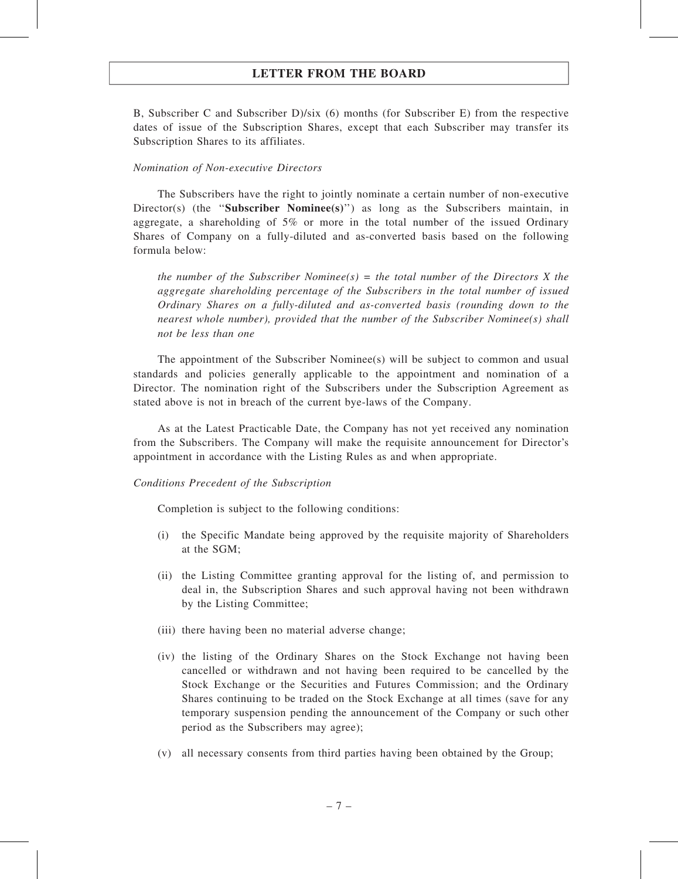B, Subscriber C and Subscriber D)/six (6) months (for Subscriber E) from the respective dates of issue of the Subscription Shares, except that each Subscriber may transfer its Subscription Shares to its affiliates.

*Nomination of Non-executive Directors*

The Subscribers have the right to jointly nominate a certain number of non-executive Director(s) (the "**Subscriber Nominee(s)**") as long as the Subscribers maintain, in aggregate, a shareholding of 5% or more in the total number of the issued Ordinary Shares of Company on a fully-diluted and as-converted basis based on the following formula below:

*the number of the Subscriber Nominee(s) = the total number of the Directors X the aggregate shareholding percentage of the Subscribers in the total number of issued Ordinary Shares on a fully-diluted and as-converted basis (rounding down to the nearest whole number), provided that the number of the Subscriber Nominee(s) shall not be less than one*

The appointment of the Subscriber Nominee(s) will be subject to common and usual standards and policies generally applicable to the appointment and nomination of a Director. The nomination right of the Subscribers under the Subscription Agreement as stated above is not in breach of the current bye-laws of the Company.

As at the Latest Practicable Date, the Company has not yet received any nomination from the Subscribers. The Company will make the requisite announcement for Director's appointment in accordance with the Listing Rules as and when appropriate.

*Conditions Precedent of the Subscription*

Completion is subject to the following conditions:

(i) the Specific Mandate being approved by the requisite majority of Shareholders at the SGM;

(ii) the Listing Committee granting approval for the listing of, and permission to deal in, the Subscription Shares and such approval having not been withdrawn by the Listing Committee;

(iii) there having been no material adverse change;

(iv) the listing of the Ordinary Shares on the Stock Exchange not having been cancelled or withdrawn and not having been required to be cancelled by the Stock Exchange or the Securities and Futures Commission; and the Ordinary Shares continuing to be traded on the Stock Exchange at all times (save for any temporary suspension pending the announcement of the Company or such other period as the Subscribers may agree);

(v) all necessary consents from third parties having been obtained by the Group;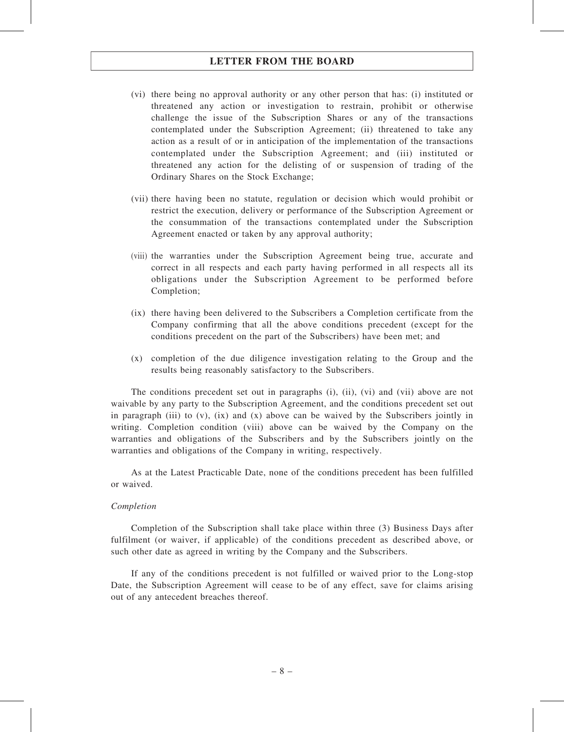(vi) there being no approval authority or any other person that has: (i) instituted or threatened any action or investigation to restrain, prohibit or otherwise challenge the issue of the Subscription Shares or any of the transactions contemplated under the Subscription Agreement; (ii) threatened to take any action as a result of or in anticipation of the implementation of the transactions contemplated under the Subscription Agreement; and (iii) instituted or threatened any action for the delisting of or suspension of trading of the Ordinary Shares on the Stock Exchange;

(vii) there having been no statute, regulation or decision which would prohibit or restrict the execution, delivery or performance of the Subscription Agreement or the consummation of the transactions contemplated under the Subscription Agreement enacted or taken by any approval authority;

(viii) the warranties under the Subscription Agreement being true, accurate and correct in all respects and each party having performed in all respects all its obligations under the Subscription Agreement to be performed before Completion;

(ix) there having been delivered to the Subscribers a Completion certificate from the Company confirming that all the above conditions precedent (except for the conditions precedent on the part of the Subscribers) have been met; and

(x) completion of the due diligence investigation relating to the Group and the results being reasonably satisfactory to the Subscribers.

The conditions precedent set out in paragraphs (i), (ii), (vi) and (vii) above are not waivable by any party to the Subscription Agreement, and the conditions precedent set out in paragraph (iii) to (v), (ix) and (x) above can be waived by the Subscribers jointly in writing. Completion condition (viii) above can be waived by the Company on the warranties and obligations of the Subscribers and by the Subscribers jointly on the warranties and obligations of the Company in writing, respectively.

As at the Latest Practicable Date, none of the conditions precedent has been fulfilled or waived.

*Completion*

Completion of the Subscription shall take place within three (3) Business Days after fulfilment (or waiver, if applicable) of the conditions precedent as described above, or such other date as agreed in writing by the Company and the Subscribers.

If any of the conditions precedent is not fulfilled or waived prior to the Long-stop Date, the Subscription Agreement will cease to be of any effect, save for claims arising out of any antecedent breaches thereof.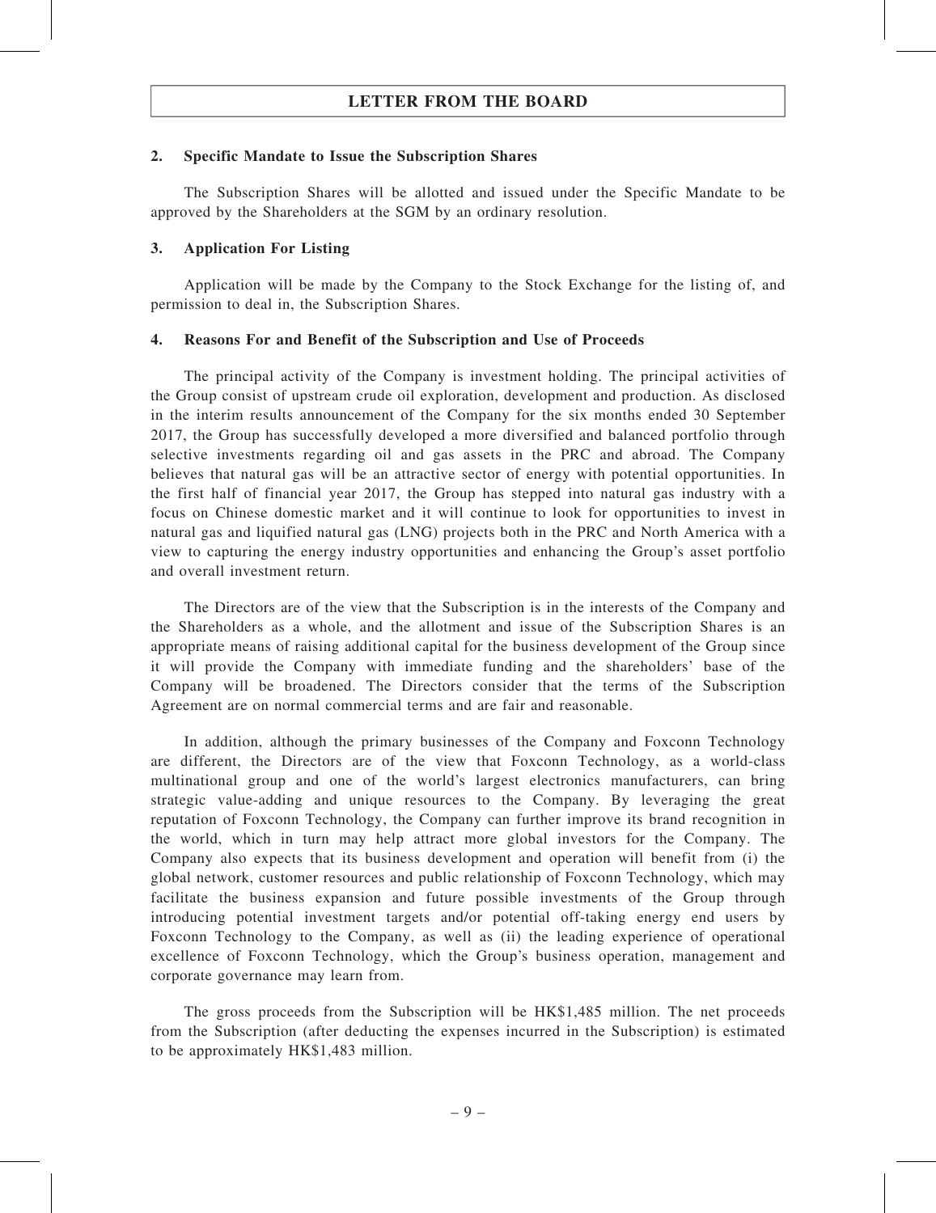## 2. Specific Mandate to Issue the Subscription Shares

The Subscription Shares will be allotted and issued under the Specific Mandate to be approved by the Shareholders at the SGM by an ordinary resolution.

## 3. Application For Listing

Application will be made by the Company to the Stock Exchange for the listing of, and permission to deal in, the Subscription Shares.

## 4. Reasons For and Benefit of the Subscription and Use of Proceeds

The principal activity of the Company is investment holding. The principal activities of the Group consist of upstream crude oil exploration, development and production. As disclosed in the interim results announcement of the Company for the six months ended 30 September 2017, the Group has successfully developed a more diversified and balanced portfolio through selective investments regarding oil and gas assets in the PRC and abroad. The Company believes that natural gas will be an attractive sector of energy with potential opportunities. In the first half of financial year 2017, the Group has stepped into natural gas industry with a focus on Chinese domestic market and it will continue to look for opportunities to invest in natural gas and liquified natural gas (LNG) projects both in the PRC and North America with a view to capturing the energy industry opportunities and enhancing the Group's asset portfolio and overall investment return.

The Directors are of the view that the Subscription is in the interests of the Company and the Shareholders as a whole, and the allotment and issue of the Subscription Shares is an appropriate means of raising additional capital for the business development of the Group since it will provide the Company with immediate funding and the shareholders' base of the Company will be broadened. The Directors consider that the terms of the Subscription Agreement are on normal commercial terms and are fair and reasonable.

In addition, although the primary businesses of the Company and Foxconn Technology are different, the Directors are of the view that Foxconn Technology, as a world-class multinational group and one of the world's largest electronics manufacturers, can bring strategic value-adding and unique resources to the Company. By leveraging the great reputation of Foxconn Technology, the Company can further improve its brand recognition in the world, which in turn may help attract more global investors for the Company. The Company also expects that its business development and operation will benefit from (i) the global network, customer resources and public relationship of Foxconn Technology, which may facilitate the business expansion and future possible investments of the Group through introducing potential investment targets and/or potential off-taking energy end users by Foxconn Technology to the Company, as well as (ii) the leading experience of operational excellence of Foxconn Technology, which the Group's business operation, management and corporate governance may learn from.

The gross proceeds from the Subscription will be HK$1,485 million. The net proceeds from the Subscription (after deducting the expenses incurred in the Subscription) is estimated to be approximately HK$1,483 million.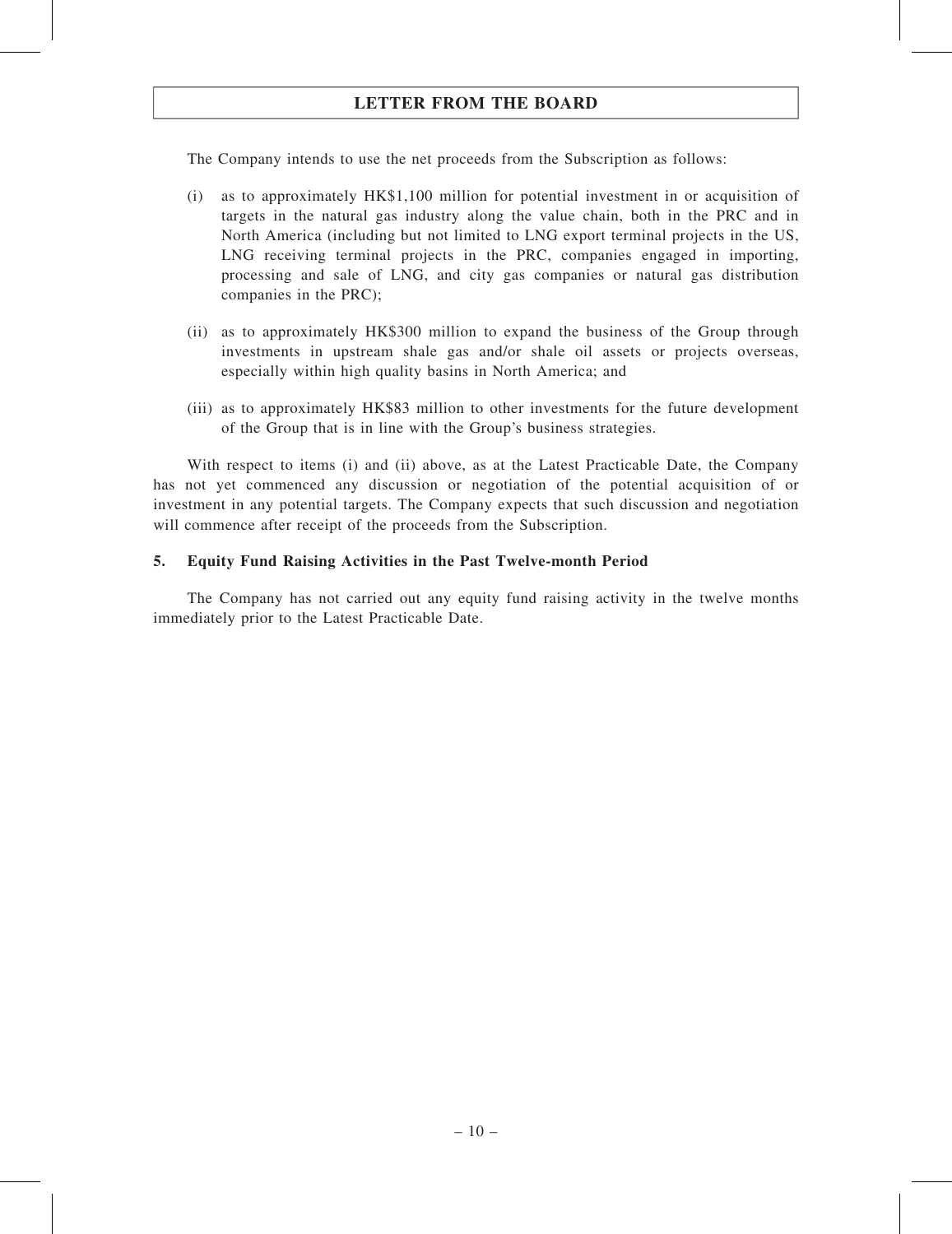The Company intends to use the net proceeds from the Subscription as follows:

(i) as to approximately HK$1,100 million for potential investment in or acquisition of targets in the natural gas industry along the value chain, both in the PRC and in North America (including but not limited to LNG export terminal projects in the US, LNG receiving terminal projects in the PRC, companies engaged in importing, processing and sale of LNG, and city gas companies or natural gas distribution companies in the PRC);

(ii) as to approximately HK$300 million to expand the business of the Group through investments in upstream shale gas and/or shale oil assets or projects overseas, especially within high quality basins in North America; and

(iii) as to approximately HK$83 million to other investments for the future development of the Group that is in line with the Group's business strategies.

With respect to items (i) and (ii) above, as at the Latest Practicable Date, the Company has not yet commenced any discussion or negotiation of the potential acquisition of or investment in any potential targets. The Company expects that such discussion and negotiation will commence after receipt of the proceeds from the Subscription.

### 5. Equity Fund Raising Activities in the Past Twelve-month Period

The Company has not carried out any equity fund raising activity in the twelve months immediately prior to the Latest Practicable Date.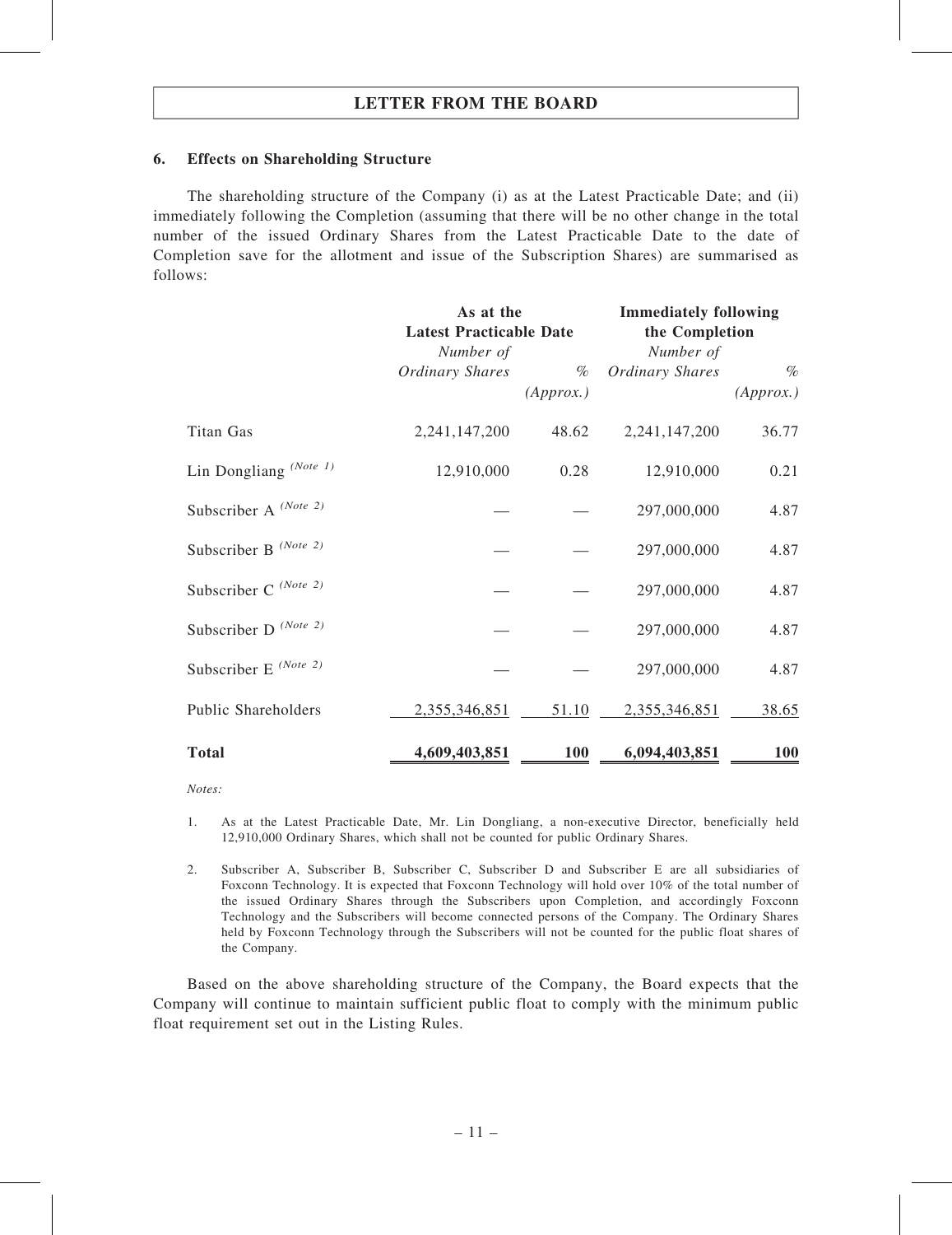### 6. Effects on Shareholding Structure

The shareholding structure of the Company (i) as at the Latest Practicable Date; and (ii) immediately following the Completion (assuming that there will be no other change in the total number of the issued Ordinary Shares from the Latest Practicable Date to the date of Completion save for the allotment and issue of the Subscription Shares) are summarised as follows:

| | **As at the Latest Practicable Date** | | **Immediately following the Completion** | |
|---|---|---|---|---|
| | *Number of Ordinary Shares* | *% (Approx.)* | *Number of Ordinary Shares* | *% (Approx.)* |
| Titan Gas | 2,241,147,200 | 48.62 | 2,241,147,200 | 36.77 |
| Lin Dongliang *(Note 1)* | 12,910,000 | 0.28 | 12,910,000 | 0.21 |
| Subscriber A *(Note 2)* | — | — | 297,000,000 | 4.87 |
| Subscriber B *(Note 2)* | — | — | 297,000,000 | 4.87 |
| Subscriber C *(Note 2)* | — | — | 297,000,000 | 4.87 |
| Subscriber D *(Note 2)* | — | — | 297,000,000 | 4.87 |
| Subscriber E *(Note 2)* | — | — | 297,000,000 | 4.87 |
| Public Shareholders | 2,355,346,851 | 51.10 | 2,355,346,851 | 38.65 |
| **Total** | **4,609,403,851** | **100** | **6,094,403,851** | **100** |

*Notes:*

1. As at the Latest Practicable Date, Mr. Lin Dongliang, a non-executive Director, beneficially held 12,910,000 Ordinary Shares, which shall not be counted for public Ordinary Shares.

2. Subscriber A, Subscriber B, Subscriber C, Subscriber D and Subscriber E are all subsidiaries of Foxconn Technology. It is expected that Foxconn Technology will hold over 10% of the total number of the issued Ordinary Shares through the Subscribers upon Completion, and accordingly Foxconn Technology and the Subscribers will become connected persons of the Company. The Ordinary Shares held by Foxconn Technology through the Subscribers will not be counted for the public float shares of the Company.

Based on the above shareholding structure of the Company, the Board expects that the Company will continue to maintain sufficient public float to comply with the minimum public float requirement set out in the Listing Rules.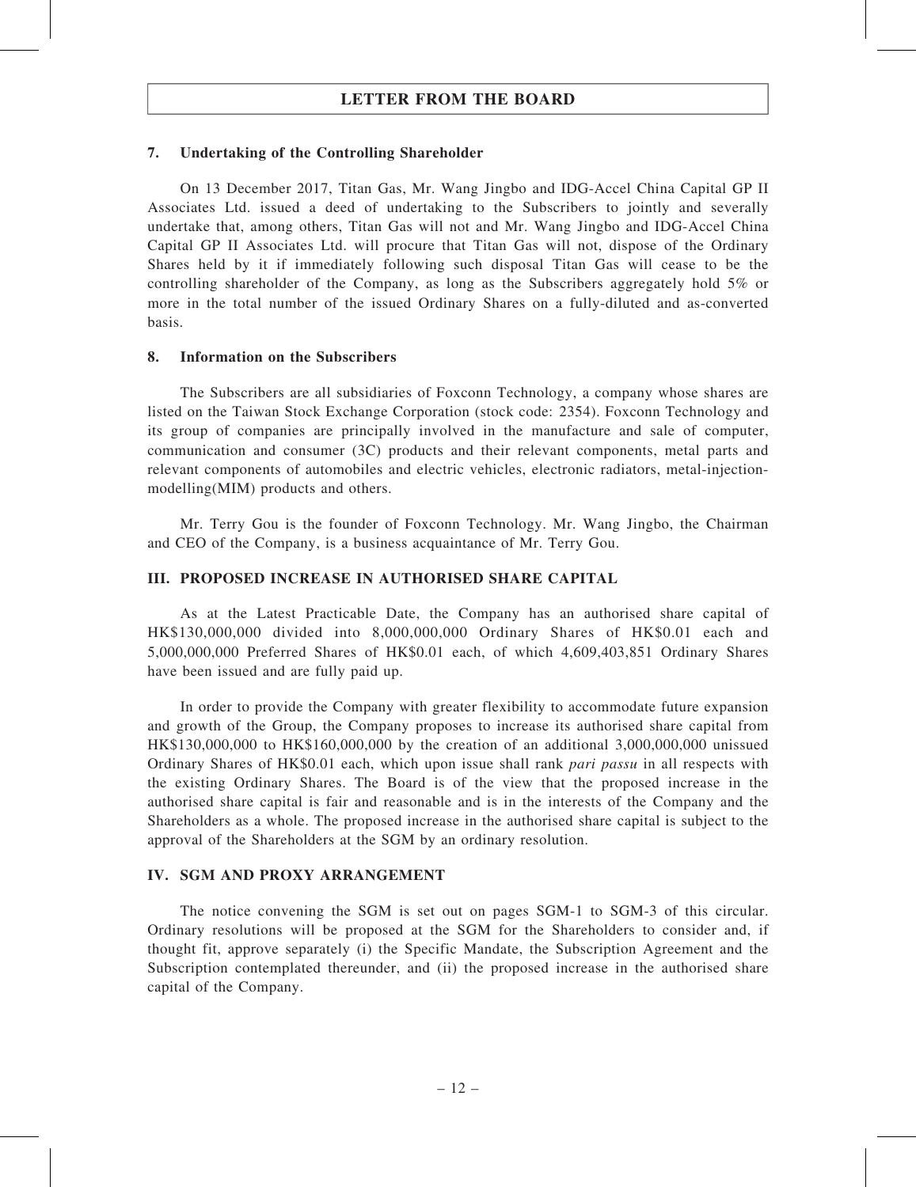## LETTER FROM THE BOARD

### 7. Undertaking of the Controlling Shareholder

On 13 December 2017, Titan Gas, Mr. Wang Jingbo and IDG-Accel China Capital GP II Associates Ltd. issued a deed of undertaking to the Subscribers to jointly and severally undertake that, among others, Titan Gas will not and Mr. Wang Jingbo and IDG-Accel China Capital GP II Associates Ltd. will procure that Titan Gas will not, dispose of the Ordinary Shares held by it if immediately following such disposal Titan Gas will cease to be the controlling shareholder of the Company, as long as the Subscribers aggregately hold 5% or more in the total number of the issued Ordinary Shares on a fully-diluted and as-converted basis.

### 8. Information on the Subscribers

The Subscribers are all subsidiaries of Foxconn Technology, a company whose shares are listed on the Taiwan Stock Exchange Corporation (stock code: 2354). Foxconn Technology and its group of companies are principally involved in the manufacture and sale of computer, communication and consumer (3C) products and their relevant components, metal parts and relevant components of automobiles and electric vehicles, electronic radiators, metal-injection-modelling(MIM) products and others.

Mr. Terry Gou is the founder of Foxconn Technology. Mr. Wang Jingbo, the Chairman and CEO of the Company, is a business acquaintance of Mr. Terry Gou.

## III. PROPOSED INCREASE IN AUTHORISED SHARE CAPITAL

As at the Latest Practicable Date, the Company has an authorised share capital of HK$130,000,000 divided into 8,000,000,000 Ordinary Shares of HK$0.01 each and 5,000,000,000 Preferred Shares of HK$0.01 each, of which 4,609,403,851 Ordinary Shares have been issued and are fully paid up.

In order to provide the Company with greater flexibility to accommodate future expansion and growth of the Group, the Company proposes to increase its authorised share capital from HK$130,000,000 to HK$160,000,000 by the creation of an additional 3,000,000,000 unissued Ordinary Shares of HK$0.01 each, which upon issue shall rank *pari passu* in all respects with the existing Ordinary Shares. The Board is of the view that the proposed increase in the authorised share capital is fair and reasonable and is in the interests of the Company and the Shareholders as a whole. The proposed increase in the authorised share capital is subject to the approval of the Shareholders at the SGM by an ordinary resolution.

## IV. SGM AND PROXY ARRANGEMENT

The notice convening the SGM is set out on pages SGM-1 to SGM-3 of this circular. Ordinary resolutions will be proposed at the SGM for the Shareholders to consider and, if thought fit, approve separately (i) the Specific Mandate, the Subscription Agreement and the Subscription contemplated thereunder, and (ii) the proposed increase in the authorised share capital of the Company.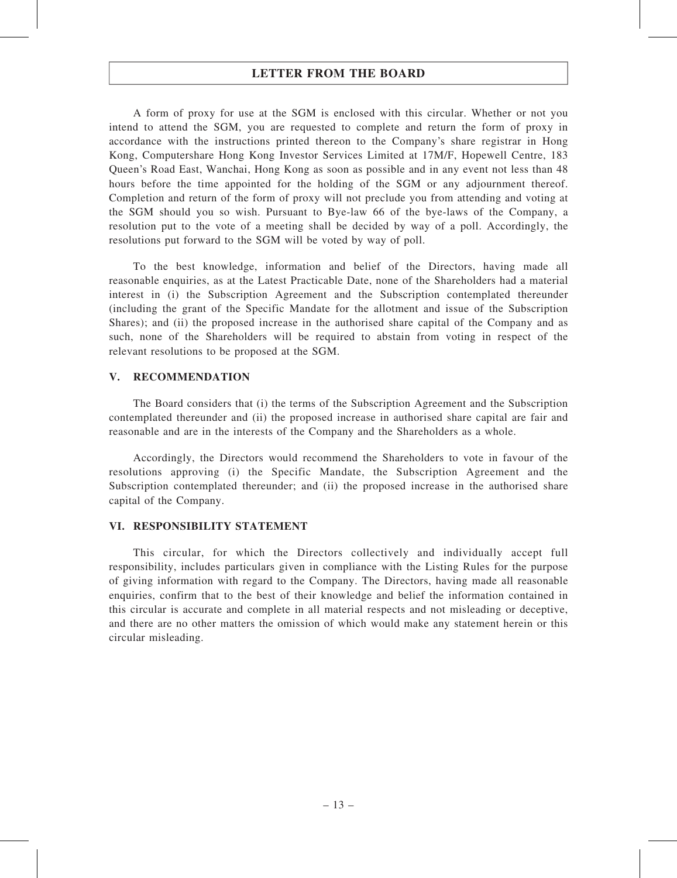A form of proxy for use at the SGM is enclosed with this circular. Whether or not you intend to attend the SGM, you are requested to complete and return the form of proxy in accordance with the instructions printed thereon to the Company's share registrar in Hong Kong, Computershare Hong Kong Investor Services Limited at 17M/F, Hopewell Centre, 183 Queen's Road East, Wanchai, Hong Kong as soon as possible and in any event not less than 48 hours before the time appointed for the holding of the SGM or any adjournment thereof. Completion and return of the form of proxy will not preclude you from attending and voting at the SGM should you so wish. Pursuant to Bye-law 66 of the bye-laws of the Company, a resolution put to the vote of a meeting shall be decided by way of a poll. Accordingly, the resolutions put forward to the SGM will be voted by way of poll.

To the best knowledge, information and belief of the Directors, having made all reasonable enquiries, as at the Latest Practicable Date, none of the Shareholders had a material interest in (i) the Subscription Agreement and the Subscription contemplated thereunder (including the grant of the Specific Mandate for the allotment and issue of the Subscription Shares); and (ii) the proposed increase in the authorised share capital of the Company and as such, none of the Shareholders will be required to abstain from voting in respect of the relevant resolutions to be proposed at the SGM.

## V. RECOMMENDATION

The Board considers that (i) the terms of the Subscription Agreement and the Subscription contemplated thereunder and (ii) the proposed increase in authorised share capital are fair and reasonable and are in the interests of the Company and the Shareholders as a whole.

Accordingly, the Directors would recommend the Shareholders to vote in favour of the resolutions approving (i) the Specific Mandate, the Subscription Agreement and the Subscription contemplated thereunder; and (ii) the proposed increase in the authorised share capital of the Company.

## VI. RESPONSIBILITY STATEMENT

This circular, for which the Directors collectively and individually accept full responsibility, includes particulars given in compliance with the Listing Rules for the purpose of giving information with regard to the Company. The Directors, having made all reasonable enquiries, confirm that to the best of their knowledge and belief the information contained in this circular is accurate and complete in all material respects and not misleading or deceptive, and there are no other matters the omission of which would make any statement herein or this circular misleading.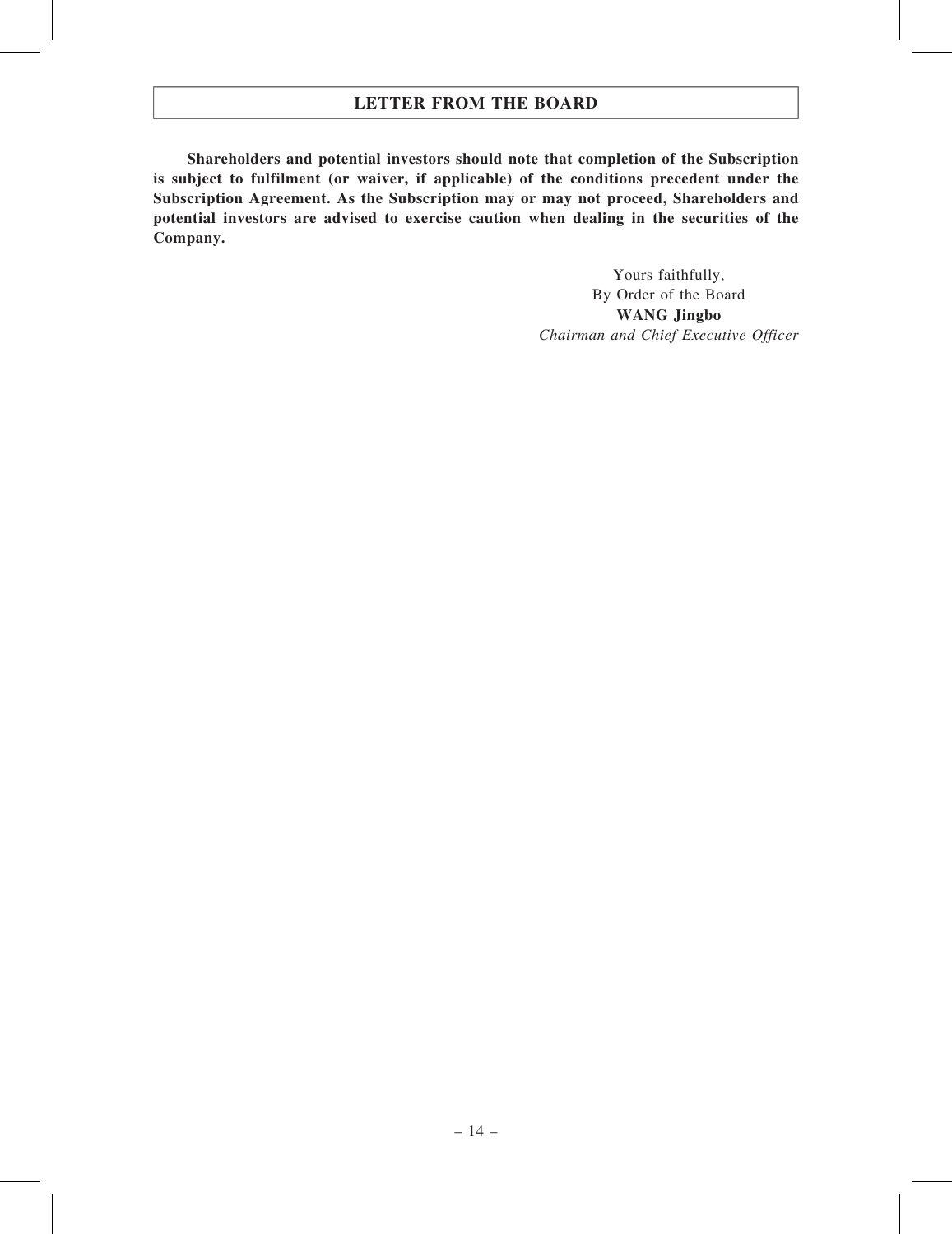**Shareholders and potential investors should note that completion of the Subscription is subject to fulfilment (or waiver, if applicable) of the conditions precedent under the Subscription Agreement. As the Subscription may or may not proceed, Shareholders and potential investors are advised to exercise caution when dealing in the securities of the Company.**

Yours faithfully,
By Order of the Board
**WANG Jingbo**
*Chairman and Chief Executive Officer*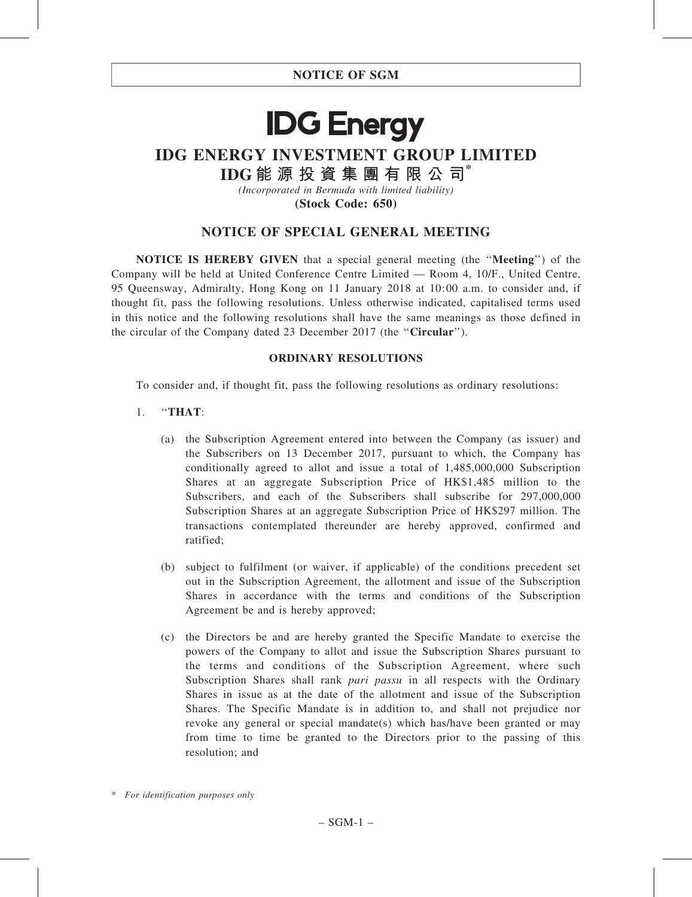**NOTICE OF SGM**

**IDG Energy**

# IDG ENERGY INVESTMENT GROUP LIMITED

# IDG能源投資集團有限公司*

*(Incorporated in Bermuda with limited liability)*

**(Stock Code: 650)**

## NOTICE OF SPECIAL GENERAL MEETING

**NOTICE IS HEREBY GIVEN** that a special general meeting (the "**Meeting**") of the Company will be held at United Conference Centre Limited — Room 4, 10/F., United Centre, 95 Queensway, Admiralty, Hong Kong on 11 January 2018 at 10:00 a.m. to consider and, if thought fit, pass the following resolutions. Unless otherwise indicated, capitalised terms used in this notice and the following resolutions shall have the same meanings as those defined in the circular of the Company dated 23 December 2017 (the "**Circular**").

### ORDINARY RESOLUTIONS

To consider and, if thought fit, pass the following resolutions as ordinary resolutions:

1. "**THAT**:

   (a) the Subscription Agreement entered into between the Company (as issuer) and the Subscribers on 13 December 2017, pursuant to which, the Company has conditionally agreed to allot and issue a total of 1,485,000,000 Subscription Shares at an aggregate Subscription Price of HK$1,485 million to the Subscribers, and each of the Subscribers shall subscribe for 297,000,000 Subscription Shares at an aggregate Subscription Price of HK$297 million. The transactions contemplated thereunder are hereby approved, confirmed and ratified;

   (b) subject to fulfilment (or waiver, if applicable) of the conditions precedent set out in the Subscription Agreement, the allotment and issue of the Subscription Shares in accordance with the terms and conditions of the Subscription Agreement be and is hereby approved;

   (c) the Directors be and are hereby granted the Specific Mandate to exercise the powers of the Company to allot and issue the Subscription Shares pursuant to the terms and conditions of the Subscription Agreement, where such Subscription Shares shall rank *pari passu* in all respects with the Ordinary Shares in issue as at the date of the allotment and issue of the Subscription Shares. The Specific Mandate is in addition to, and shall not prejudice nor revoke any general or special mandate(s) which has/have been granted or may from time to time be granted to the Directors prior to the passing of this resolution; and

\* *For identification purposes only*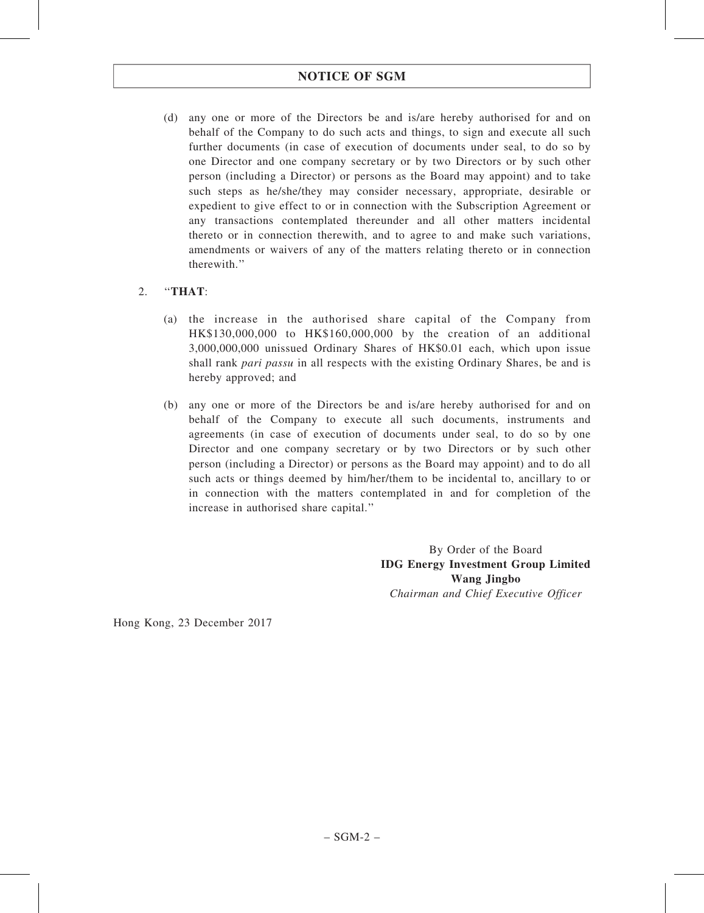(d) any one or more of the Directors be and is/are hereby authorised for and on behalf of the Company to do such acts and things, to sign and execute all such further documents (in case of execution of documents under seal, to do so by one Director and one company secretary or by two Directors or by such other person (including a Director) or persons as the Board may appoint) and to take such steps as he/she/they may consider necessary, appropriate, desirable or expedient to give effect to or in connection with the Subscription Agreement or any transactions contemplated thereunder and all other matters incidental thereto or in connection therewith, and to agree to and make such variations, amendments or waivers of any of the matters relating thereto or in connection therewith."

2. "**THAT**:

(a) the increase in the authorised share capital of the Company from HK$130,000,000 to HK$160,000,000 by the creation of an additional 3,000,000,000 unissued Ordinary Shares of HK$0.01 each, which upon issue shall rank *pari passu* in all respects with the existing Ordinary Shares, be and is hereby approved; and

(b) any one or more of the Directors be and is/are hereby authorised for and on behalf of the Company to execute all such documents, instruments and agreements (in case of execution of documents under seal, to do so by one Director and one company secretary or by two Directors or by such other person (including a Director) or persons as the Board may appoint) and to do all such acts or things deemed by him/her/them to be incidental to, ancillary to or in connection with the matters contemplated in and for completion of the increase in authorised share capital."

By Order of the Board
**IDG Energy Investment Group Limited**
**Wang Jingbo**
*Chairman and Chief Executive Officer*

Hong Kong, 23 December 2017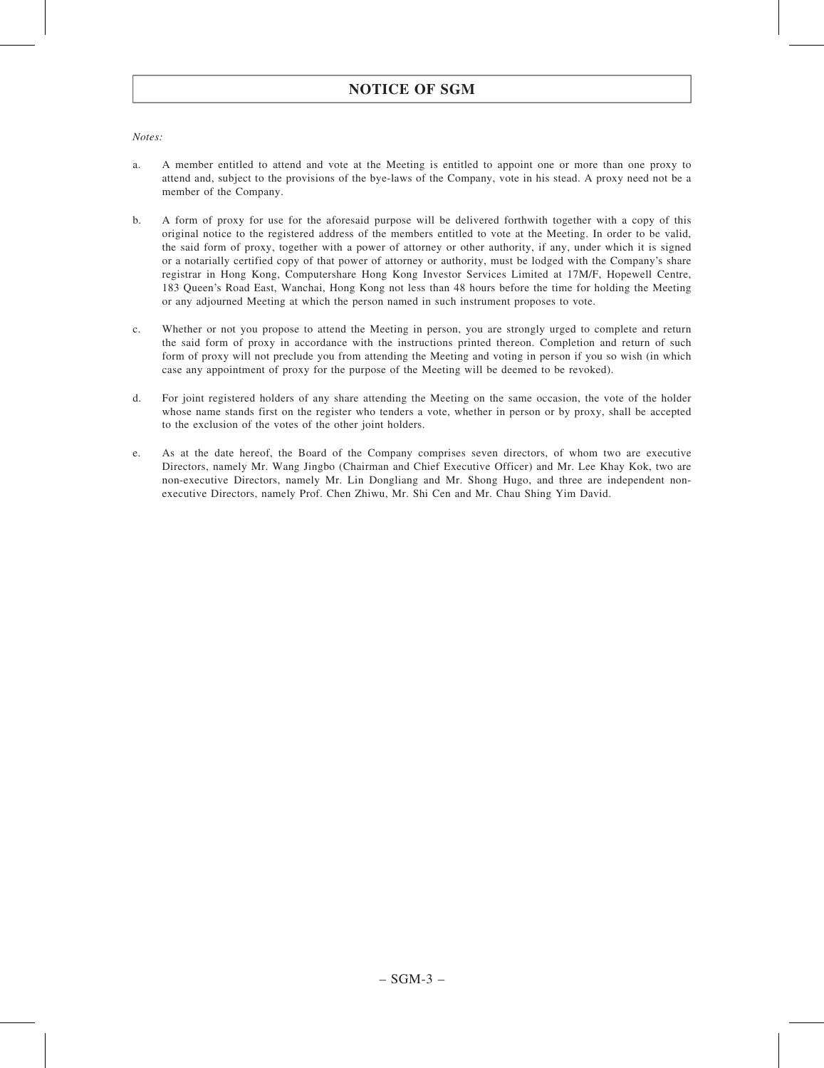# NOTICE OF SGM

*Notes:*

a. A member entitled to attend and vote at the Meeting is entitled to appoint one or more than one proxy to attend and, subject to the provisions of the bye-laws of the Company, vote in his stead. A proxy need not be a member of the Company.

b. A form of proxy for use for the aforesaid purpose will be delivered forthwith together with a copy of this original notice to the registered address of the members entitled to vote at the Meeting. In order to be valid, the said form of proxy, together with a power of attorney or other authority, if any, under which it is signed or a notarially certified copy of that power of attorney or authority, must be lodged with the Company's share registrar in Hong Kong, Computershare Hong Kong Investor Services Limited at 17M/F, Hopewell Centre, 183 Queen's Road East, Wanchai, Hong Kong not less than 48 hours before the time for holding the Meeting or any adjourned Meeting at which the person named in such instrument proposes to vote.

c. Whether or not you propose to attend the Meeting in person, you are strongly urged to complete and return the said form of proxy in accordance with the instructions printed thereon. Completion and return of such form of proxy will not preclude you from attending the Meeting and voting in person if you so wish (in which case any appointment of proxy for the purpose of the Meeting will be deemed to be revoked).

d. For joint registered holders of any share attending the Meeting on the same occasion, the vote of the holder whose name stands first on the register who tenders a vote, whether in person or by proxy, shall be accepted to the exclusion of the votes of the other joint holders.

e. As at the date hereof, the Board of the Company comprises seven directors, of whom two are executive Directors, namely Mr. Wang Jingbo (Chairman and Chief Executive Officer) and Mr. Lee Khay Kok, two are non-executive Directors, namely Mr. Lin Dongliang and Mr. Shong Hugo, and three are independent non-executive Directors, namely Prof. Chen Zhiwu, Mr. Shi Cen and Mr. Chau Shing Yim David.